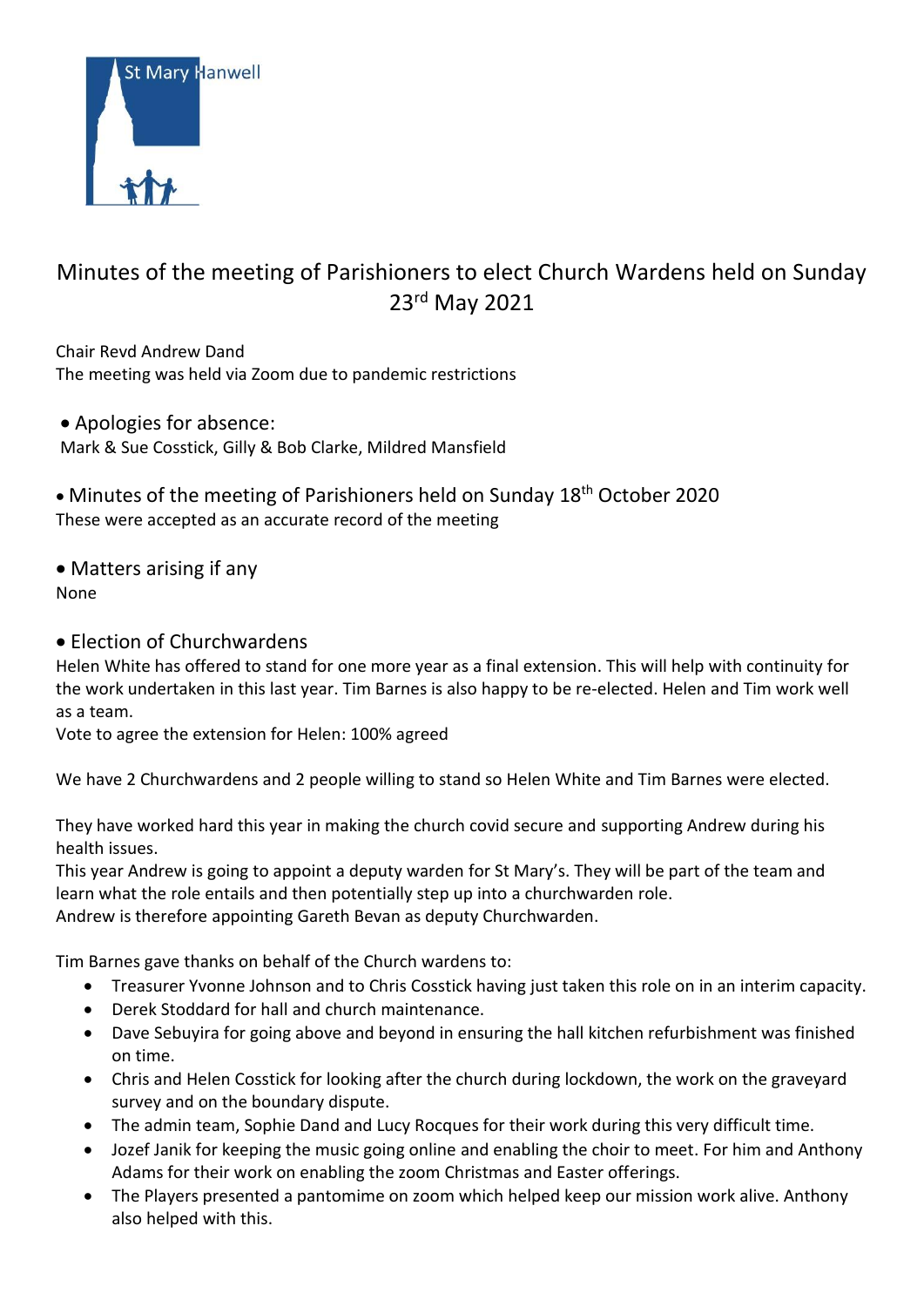St Mary Hanwell

# Minutes of the meeting of Parishioners to elect Church Wardens held on Sunday 23rd May 2021

Chair Revd Andrew Dand
The meeting was held via Zoom due to pandemic restrictions

- Apologies for absence:

Mark & Sue Cosstick, Gilly & Bob Clarke, Mildred Mansfield

- Minutes of the meeting of Parishioners held on Sunday 18th October 2020

These were accepted as an accurate record of the meeting

- Matters arising if any

None

- Election of Churchwardens

Helen White has offered to stand for one more year as a final extension. This will help with continuity for the work undertaken in this last year. Tim Barnes is also happy to be re-elected. Helen and Tim work well as a team.
Vote to agree the extension for Helen: 100% agreed

We have 2 Churchwardens and 2 people willing to stand so Helen White and Tim Barnes were elected.

They have worked hard this year in making the church covid secure and supporting Andrew during his health issues.
This year Andrew is going to appoint a deputy warden for St Mary's. They will be part of the team and learn what the role entails and then potentially step up into a churchwarden role.
Andrew is therefore appointing Gareth Bevan as deputy Churchwarden.

Tim Barnes gave thanks on behalf of the Church wardens to:

- Treasurer Yvonne Johnson and to Chris Cosstick having just taken this role on in an interim capacity.
- Derek Stoddard for hall and church maintenance.
- Dave Sebuyira for going above and beyond in ensuring the hall kitchen refurbishment was finished on time.
- Chris and Helen Cosstick for looking after the church during lockdown, the work on the graveyard survey and on the boundary dispute.
- The admin team, Sophie Dand and Lucy Rocques for their work during this very difficult time.
- Jozef Janik for keeping the music going online and enabling the choir to meet. For him and Anthony Adams for their work on enabling the zoom Christmas and Easter offerings.
- The Players presented a pantomime on zoom which helped keep our mission work alive. Anthony also helped with this.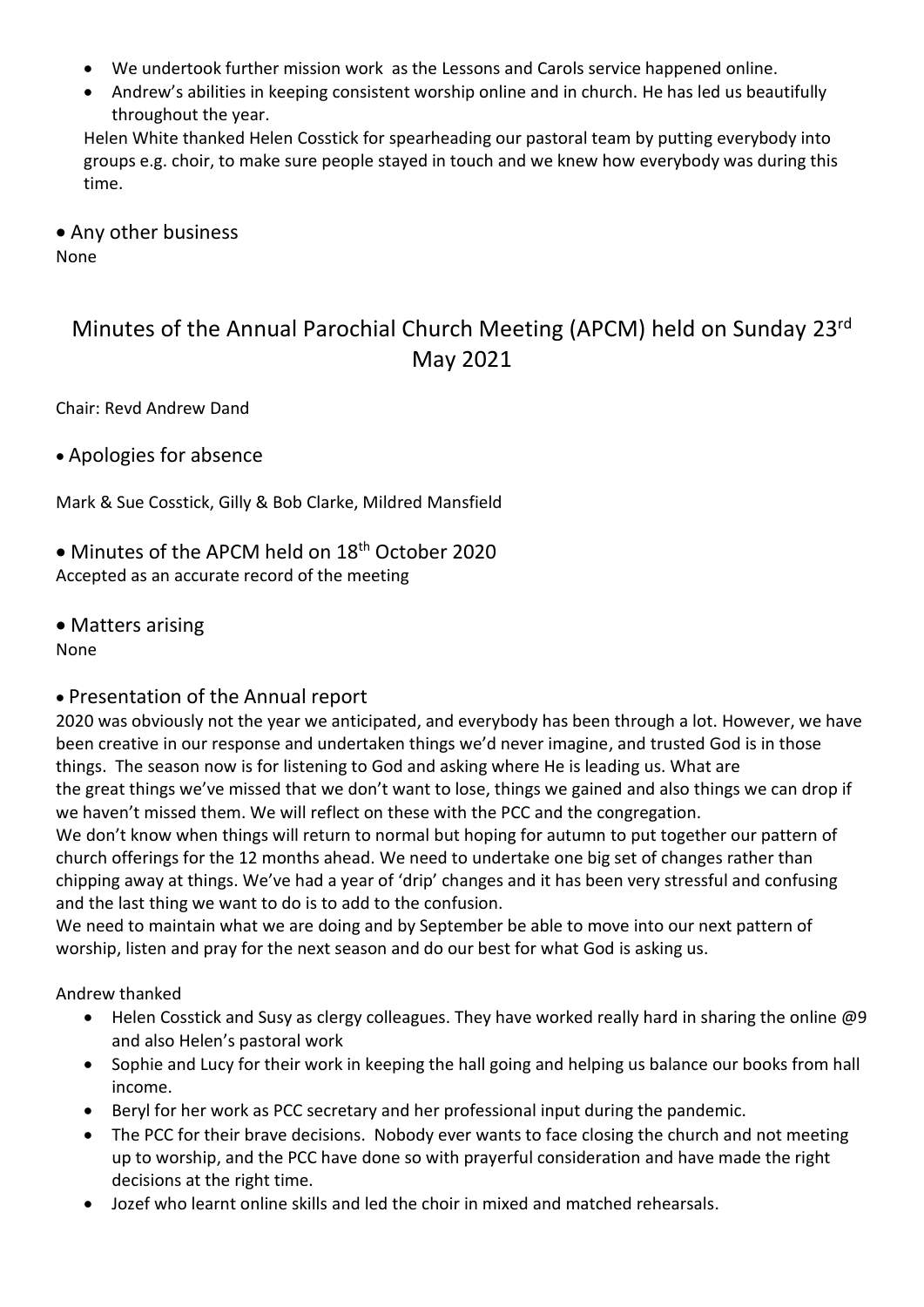- We undertook further mission work as the Lessons and Carols service happened online.
- Andrew's abilities in keeping consistent worship online and in church. He has led us beautifully throughout the year.

Helen White thanked Helen Cosstick for spearheading our pastoral team by putting everybody into groups e.g. choir, to make sure people stayed in touch and we knew how everybody was during this time.

- Any other business

None

## Minutes of the Annual Parochial Church Meeting (APCM) held on Sunday 23rd May 2021

Chair: Revd Andrew Dand

- Apologies for absence

Mark & Sue Cosstick, Gilly & Bob Clarke, Mildred Mansfield

- Minutes of the APCM held on 18th October 2020

Accepted as an accurate record of the meeting

- Matters arising

None

- Presentation of the Annual report

2020 was obviously not the year we anticipated, and everybody has been through a lot. However, we have been creative in our response and undertaken things we'd never imagine, and trusted God is in those things. The season now is for listening to God and asking where He is leading us. What are the great things we've missed that we don't want to lose, things we gained and also things we can drop if we haven't missed them. We will reflect on these with the PCC and the congregation.

We don't know when things will return to normal but hoping for autumn to put together our pattern of church offerings for the 12 months ahead. We need to undertake one big set of changes rather than chipping away at things. We've had a year of 'drip' changes and it has been very stressful and confusing and the last thing we want to do is to add to the confusion.

We need to maintain what we are doing and by September be able to move into our next pattern of worship, listen and pray for the next season and do our best for what God is asking us.

Andrew thanked

- Helen Cosstick and Susy as clergy colleagues. They have worked really hard in sharing the online @9 and also Helen's pastoral work
- Sophie and Lucy for their work in keeping the hall going and helping us balance our books from hall income.
- Beryl for her work as PCC secretary and her professional input during the pandemic.
- The PCC for their brave decisions. Nobody ever wants to face closing the church and not meeting up to worship, and the PCC have done so with prayerful consideration and have made the right decisions at the right time.
- Jozef who learnt online skills and led the choir in mixed and matched rehearsals.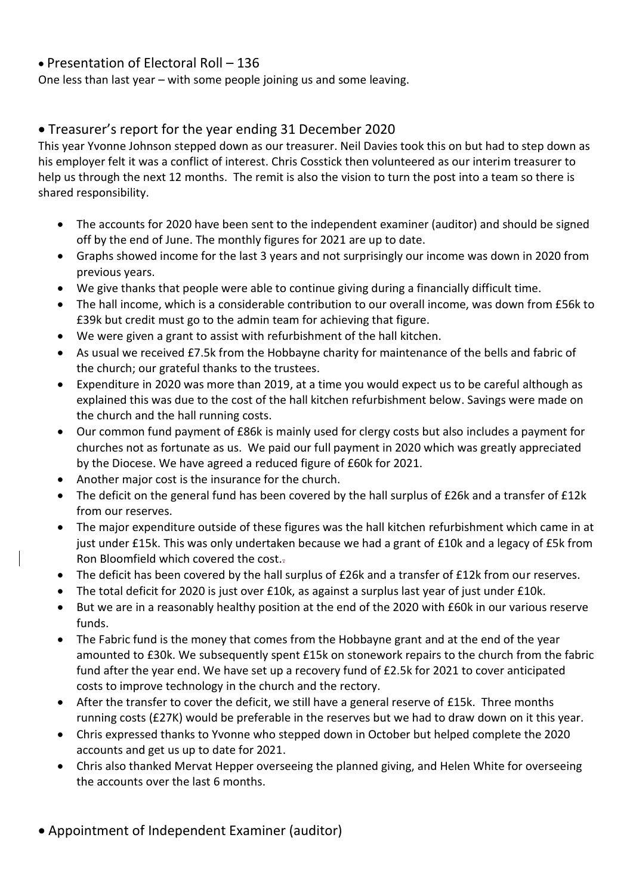- Presentation of Electoral Roll – 136

One less than last year – with some people joining us and some leaving.

- Treasurer's report for the year ending 31 December 2020

This year Yvonne Johnson stepped down as our treasurer. Neil Davies took this on but had to step down as his employer felt it was a conflict of interest. Chris Cosstick then volunteered as our interim treasurer to help us through the next 12 months. The remit is also the vision to turn the post into a team so there is shared responsibility.

  - The accounts for 2020 have been sent to the independent examiner (auditor) and should be signed off by the end of June. The monthly figures for 2021 are up to date.
  - Graphs showed income for the last 3 years and not surprisingly our income was down in 2020 from previous years.
  - We give thanks that people were able to continue giving during a financially difficult time.
  - The hall income, which is a considerable contribution to our overall income, was down from £56k to £39k but credit must go to the admin team for achieving that figure.
  - We were given a grant to assist with refurbishment of the hall kitchen.
  - As usual we received £7.5k from the Hobbayne charity for maintenance of the bells and fabric of the church; our grateful thanks to the trustees.
  - Expenditure in 2020 was more than 2019, at a time you would expect us to be careful although as explained this was due to the cost of the hall kitchen refurbishment below. Savings were made on the church and the hall running costs.
  - Our common fund payment of £86k is mainly used for clergy costs but also includes a payment for churches not as fortunate as us. We paid our full payment in 2020 which was greatly appreciated by the Diocese. We have agreed a reduced figure of £60k for 2021.
  - Another major cost is the insurance for the church.
  - The deficit on the general fund has been covered by the hall surplus of £26k and a transfer of £12k from our reserves.
  - The major expenditure outside of these figures was the hall kitchen refurbishment which came in at just under £15k. This was only undertaken because we had a grant of £10k and a legacy of £5k from Ron Bloomfield which covered the cost.
  - The deficit has been covered by the hall surplus of £26k and a transfer of £12k from our reserves.
  - The total deficit for 2020 is just over £10k, as against a surplus last year of just under £10k.
  - But we are in a reasonably healthy position at the end of the 2020 with £60k in our various reserve funds.
  - The Fabric fund is the money that comes from the Hobbayne grant and at the end of the year amounted to £30k. We subsequently spent £15k on stonework repairs to the church from the fabric fund after the year end. We have set up a recovery fund of £2.5k for 2021 to cover anticipated costs to improve technology in the church and the rectory.
  - After the transfer to cover the deficit, we still have a general reserve of £15k. Three months running costs (£27K) would be preferable in the reserves but we had to draw down on it this year.
  - Chris expressed thanks to Yvonne who stepped down in October but helped complete the 2020 accounts and get us up to date for 2021.
  - Chris also thanked Mervat Hepper overseeing the planned giving, and Helen White for overseeing the accounts over the last 6 months.

- Appointment of Independent Examiner (auditor)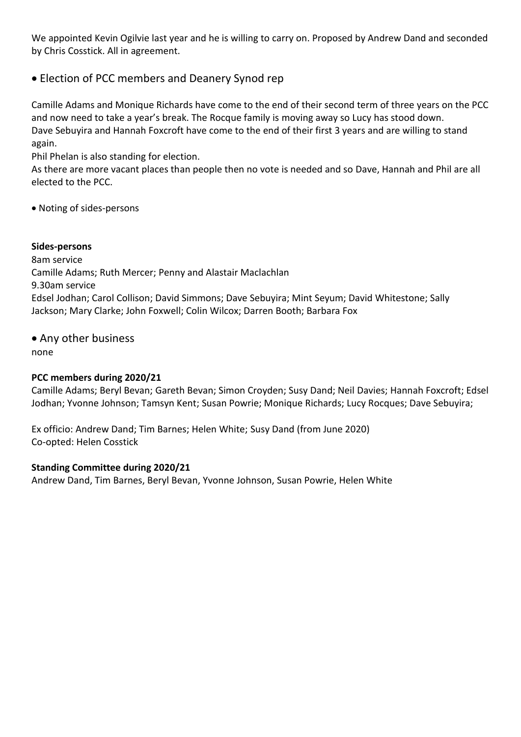We appointed Kevin Ogilvie last year and he is willing to carry on. Proposed by Andrew Dand and seconded by Chris Cosstick. All in agreement.

- Election of PCC members and Deanery Synod rep

Camille Adams and Monique Richards have come to the end of their second term of three years on the PCC and now need to take a year's break. The Rocque family is moving away so Lucy has stood down.
Dave Sebuyira and Hannah Foxcroft have come to the end of their first 3 years and are willing to stand again.
Phil Phelan is also standing for election.
As there are more vacant places than people then no vote is needed and so Dave, Hannah and Phil are all elected to the PCC.

- Noting of sides-persons

**Sides-persons**
8am service
Camille Adams; Ruth Mercer; Penny and Alastair Maclachlan
9.30am service
Edsel Jodhan; Carol Collison; David Simmons; Dave Sebuyira; Mint Seyum; David Whitestone; Sally Jackson; Mary Clarke; John Foxwell; Colin Wilcox; Darren Booth; Barbara Fox

- Any other business

none

**PCC members during 2020/21**
Camille Adams; Beryl Bevan; Gareth Bevan; Simon Croyden; Susy Dand; Neil Davies; Hannah Foxcroft; Edsel Jodhan; Yvonne Johnson; Tamsyn Kent; Susan Powrie; Monique Richards; Lucy Rocques; Dave Sebuyira;

Ex officio: Andrew Dand; Tim Barnes; Helen White; Susy Dand (from June 2020)
Co-opted: Helen Cosstick

**Standing Committee during 2020/21**
Andrew Dand, Tim Barnes, Beryl Bevan, Yvonne Johnson, Susan Powrie, Helen White